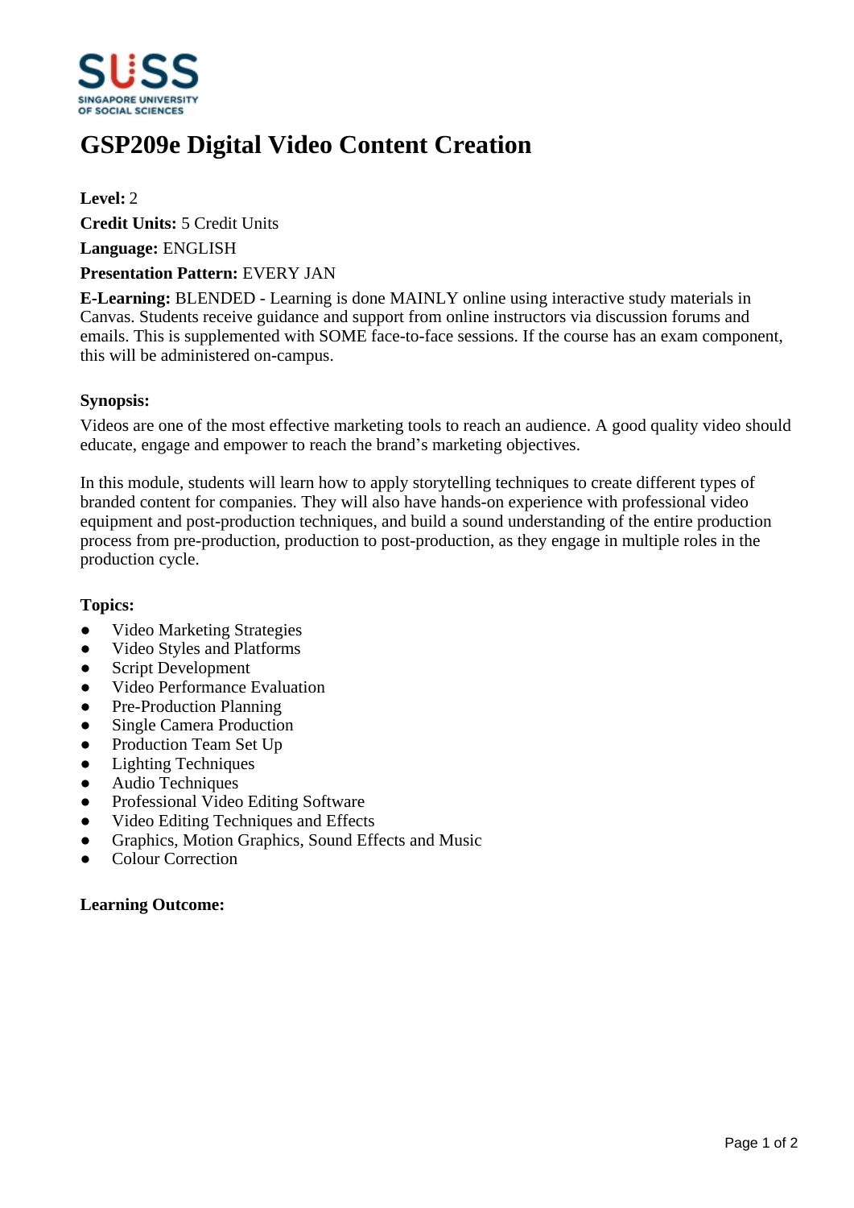# GSP209e Digital Video Content Creation

**Level:** 2

**Credit Units:** 5 Credit Units

**Language:** ENGLISH

**Presentation Pattern:** EVERY JAN

**E-Learning:** BLENDED - Learning is done MAINLY online using interactive study materials in Canvas. Students receive guidance and support from online instructors via discussion forums and emails. This is supplemented with SOME face-to-face sessions. If the course has an exam component, this will be administered on-campus.

**Synopsis:**

Videos are one of the most effective marketing tools to reach an audience. A good quality video should educate, engage and empower to reach the brand's marketing objectives.

In this module, students will learn how to apply storytelling techniques to create different types of branded content for companies. They will also have hands-on experience with professional video equipment and post-production techniques, and build a sound understanding of the entire production process from pre-production, production to post-production, as they engage in multiple roles in the production cycle.

**Topics:**

- Video Marketing Strategies
- Video Styles and Platforms
- Script Development
- Video Performance Evaluation
- Pre-Production Planning
- Single Camera Production
- Production Team Set Up
- Lighting Techniques
- Audio Techniques
- Professional Video Editing Software
- Video Editing Techniques and Effects
- Graphics, Motion Graphics, Sound Effects and Music
- Colour Correction

**Learning Outcome:**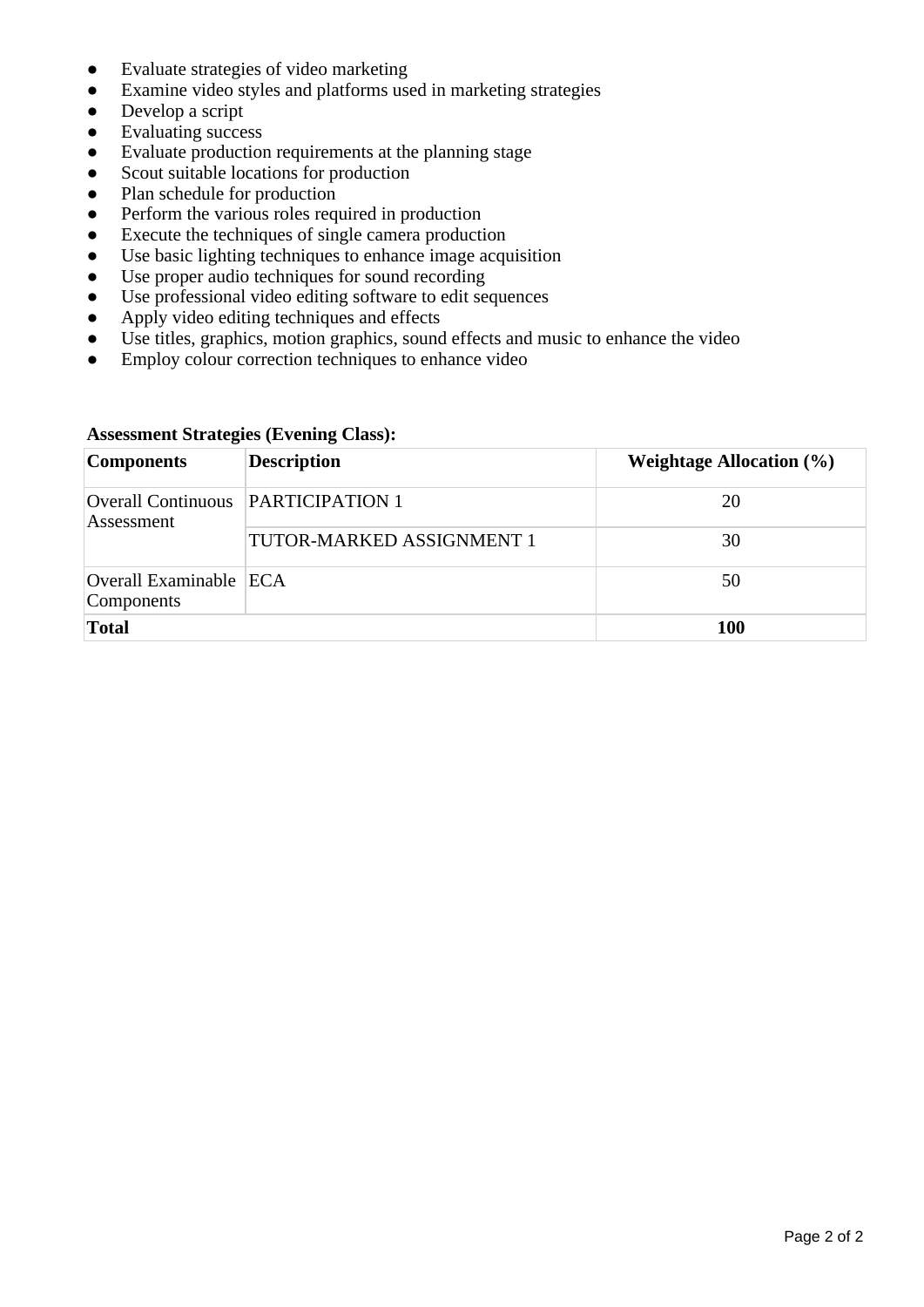- Evaluate strategies of video marketing
- Examine video styles and platforms used in marketing strategies
- Develop a script
- Evaluating success
- Evaluate production requirements at the planning stage
- Scout suitable locations for production
- Plan schedule for production
- Perform the various roles required in production
- Execute the techniques of single camera production
- Use basic lighting techniques to enhance image acquisition
- Use proper audio techniques for sound recording
- Use professional video editing software to edit sequences
- Apply video editing techniques and effects
- Use titles, graphics, motion graphics, sound effects and music to enhance the video
- Employ colour correction techniques to enhance video

**Assessment Strategies (Evening Class):**

| **Components** | **Description** | **Weightage Allocation (%)** |
|---|---|---|
| Overall Continuous Assessment | PARTICIPATION 1 | 20 |
| | TUTOR-MARKED ASSIGNMENT 1 | 30 |
| Overall Examinable Components | ECA | 50 |
| **Total** | | **100** |